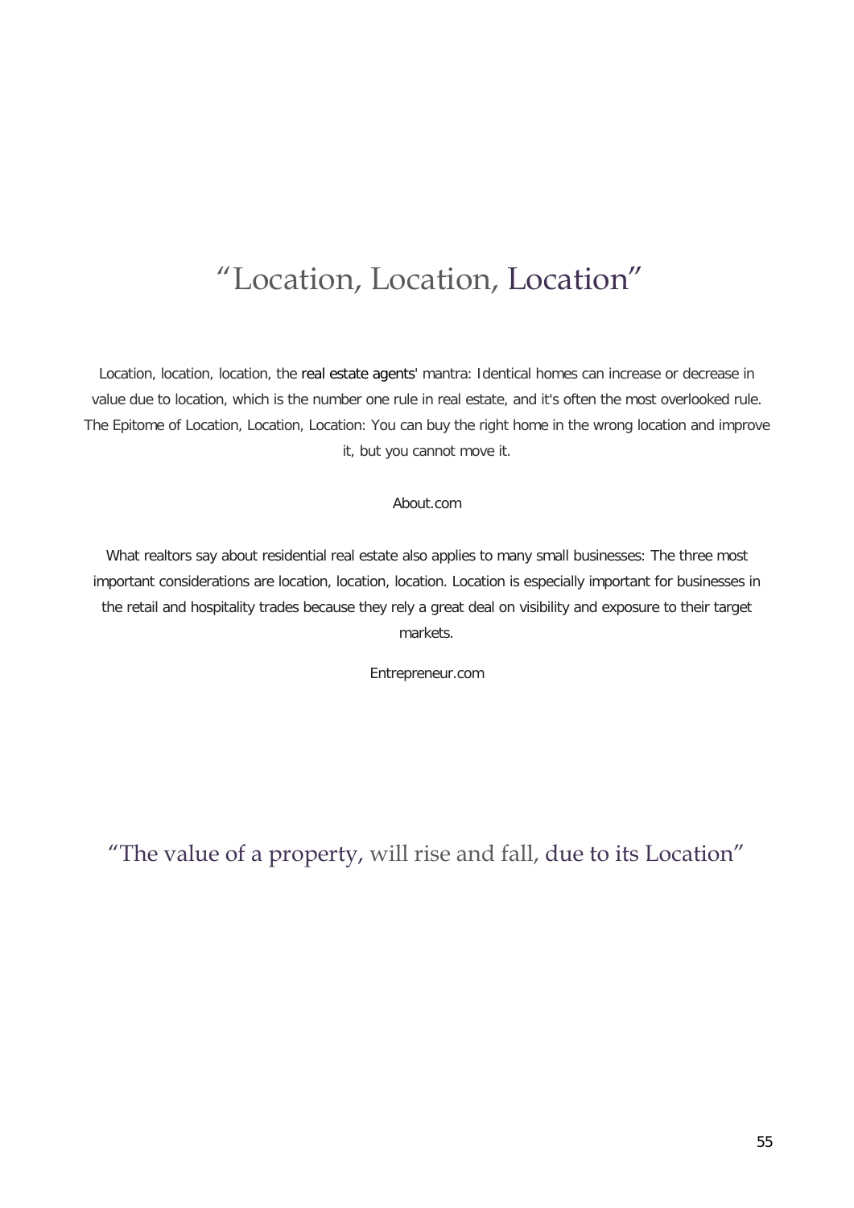# "Location, Location, Location"

Location, location, location, the real estate agents' mantra: Identical homes can increase or decrease in value due to location, which is the number one rule in real estate, and it's often the most overlooked rule. The Epitome of Location, Location, Location: You can buy the right home in the wrong location and improve it, but you cannot move it.

About.com

What realtors say about residential real estate also applies to many small businesses: The three most important considerations are location, location, location. Location is especially important for businesses in the retail and hospitality trades because they rely a great deal on visibility and exposure to their target markets.

Entrepreneur.com

"The value of a property, will rise and fall, due to its Location"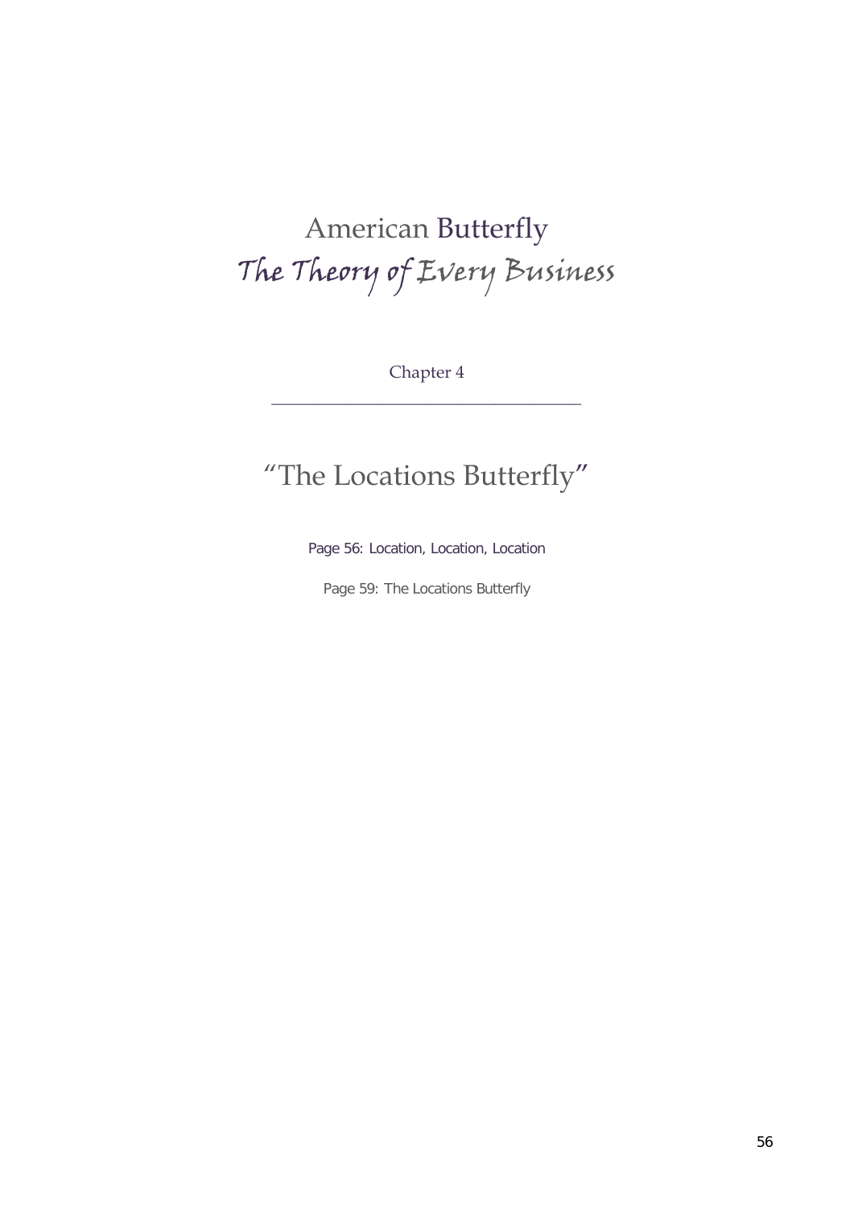# American Butterfly
## *The Theory of Every Business*

Chapter 4

---

## "The Locations Butterfly"

Page 56: Location, Location, Location

Page 59: The Locations Butterfly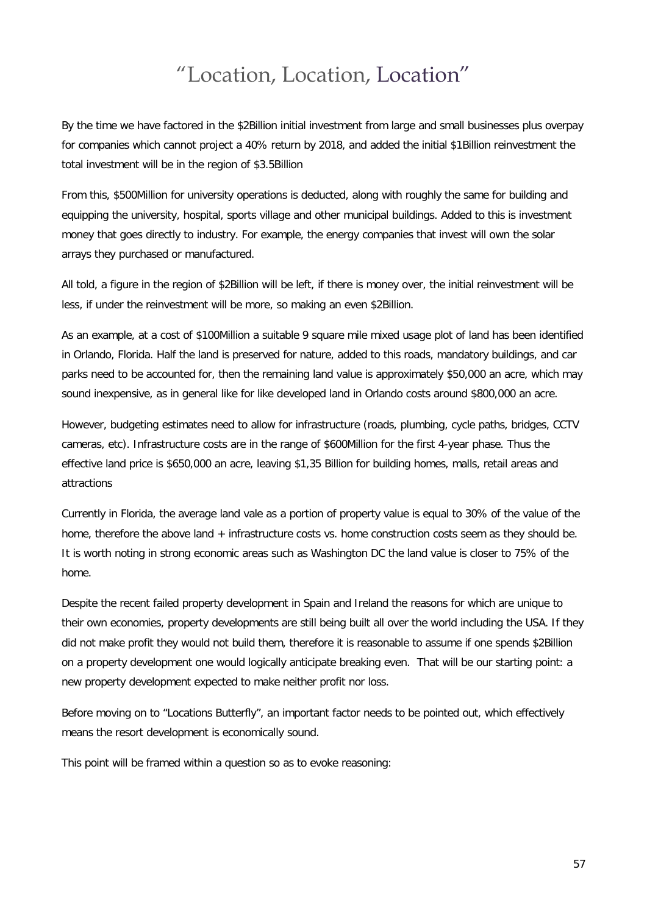# "Location, Location, Location"

By the time we have factored in the $2Billion initial investment from large and small businesses plus overpay for companies which cannot project a 40% return by 2018, and added the initial $1Billion reinvestment the total investment will be in the region of $3.5Billion

From this, $500Million for university operations is deducted, along with roughly the same for building and equipping the university, hospital, sports village and other municipal buildings. Added to this is investment money that goes directly to industry. For example, the energy companies that invest will own the solar arrays they purchased or manufactured.

All told, a figure in the region of $2Billion will be left, if there is money over, the initial reinvestment will be less, if under the reinvestment will be more, so making an even $2Billion.

As an example, at a cost of $100Million a suitable 9 square mile mixed usage plot of land has been identified in Orlando, Florida. Half the land is preserved for nature, added to this roads, mandatory buildings, and car parks need to be accounted for, then the remaining land value is approximately $50,000 an acre, which may sound inexpensive, as in general like for like developed land in Orlando costs around $800,000 an acre.

However, budgeting estimates need to allow for infrastructure (roads, plumbing, cycle paths, bridges, CCTV cameras, etc). Infrastructure costs are in the range of $600Million for the first 4-year phase. Thus the effective land price is $650,000 an acre, leaving $1,35 Billion for building homes, malls, retail areas and attractions

Currently in Florida, the average land vale as a portion of property value is equal to 30% of the value of the home, therefore the above land + infrastructure costs vs. home construction costs seem as they should be. It is worth noting in strong economic areas such as Washington DC the land value is closer to 75% of the home.

Despite the recent failed property development in Spain and Ireland the reasons for which are unique to their own economies, property developments are still being built all over the world including the USA. If they did not make profit they would not build them, therefore it is reasonable to assume if one spends $2Billion on a property development one would logically anticipate breaking even. That will be our starting point: a new property development expected to make neither profit nor loss.

Before moving on to "Locations Butterfly", an important factor needs to be pointed out, which effectively means the resort development is economically sound.

This point will be framed within a question so as to evoke reasoning: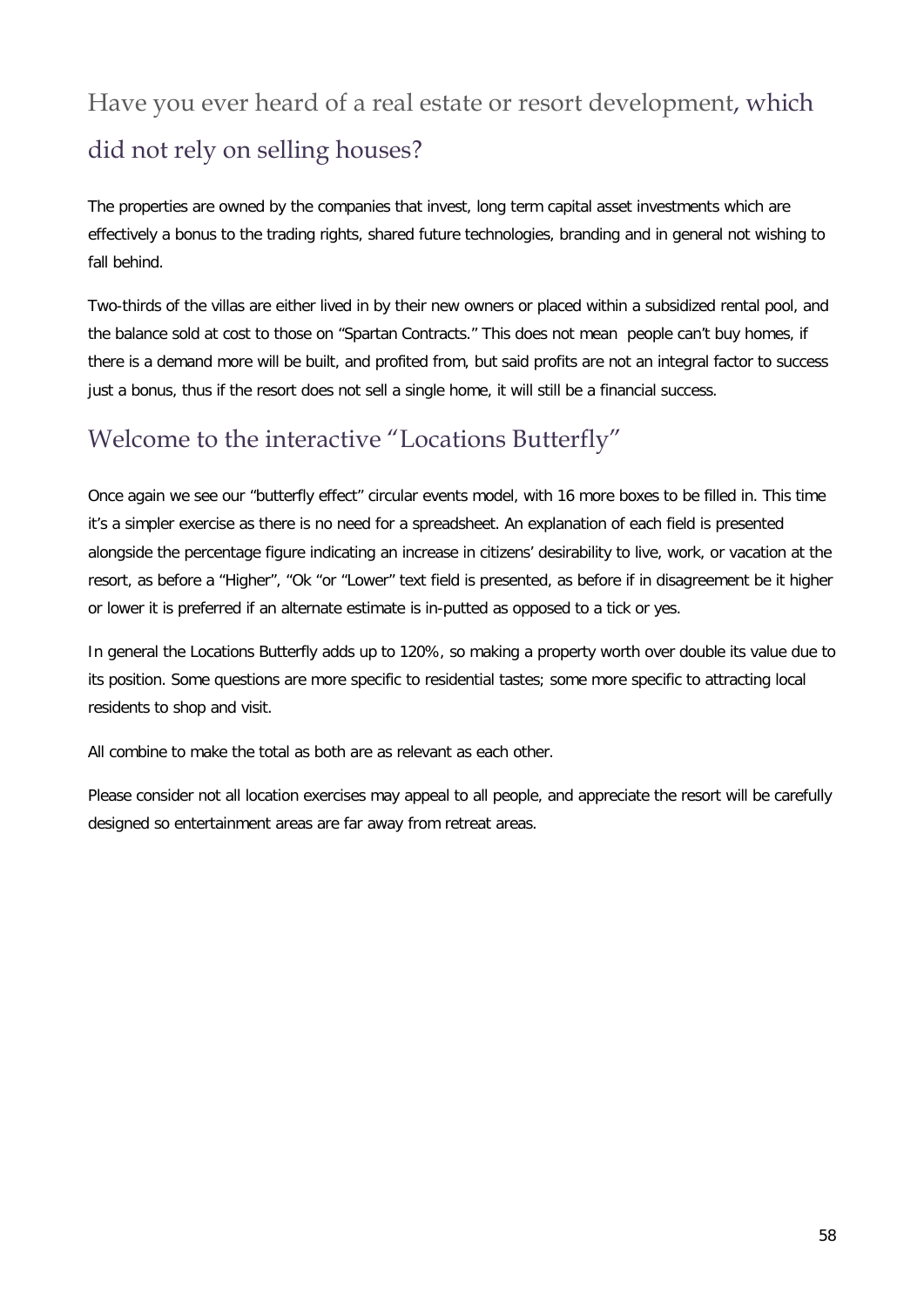## Have you ever heard of a real estate or resort development, which did not rely on selling houses?

The properties are owned by the companies that invest, long term capital asset investments which are effectively a bonus to the trading rights, shared future technologies, branding and in general not wishing to fall behind.

Two-thirds of the villas are either lived in by their new owners or placed within a subsidized rental pool, and the balance sold at cost to those on "Spartan Contracts." This does not mean people can't buy homes, if there is a demand more will be built, and profited from, but said profits are not an integral factor to success just a bonus, thus if the resort does not sell a single home, it will still be a financial success.

## Welcome to the interactive "Locations Butterfly"

Once again we see our "butterfly effect" circular events model, with 16 more boxes to be filled in. This time it's a simpler exercise as there is no need for a spreadsheet. An explanation of each field is presented alongside the percentage figure indicating an increase in citizens' desirability to live, work, or vacation at the resort, as before a "Higher", "Ok "or "Lower" text field is presented, as before if in disagreement be it higher or lower it is preferred if an alternate estimate is in-putted as opposed to a tick or yes.

In general the Locations Butterfly adds up to 120%, so making a property worth over double its value due to its position. Some questions are more specific to residential tastes; some more specific to attracting local residents to shop and visit.

All combine to make the total as both are as relevant as each other.

Please consider not all location exercises may appeal to all people, and appreciate the resort will be carefully designed so entertainment areas are far away from retreat areas.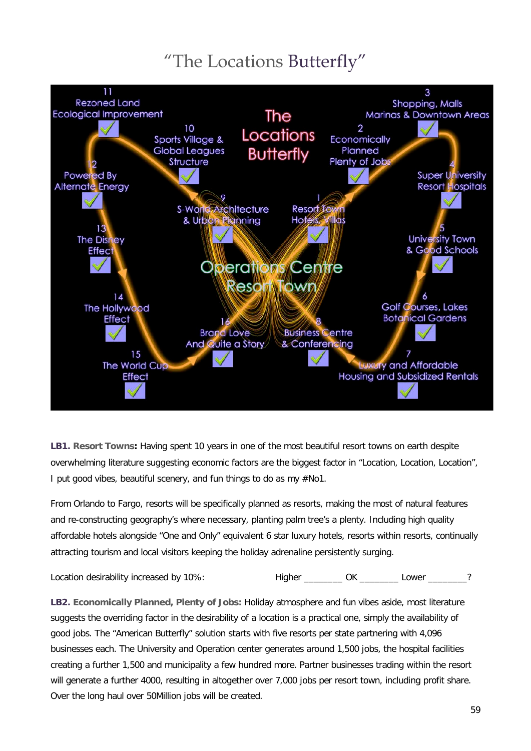# "The Locations Butterfly"

11
Rezoned Land
Ecological Improvement

10
Sports Village &
Global Leagues
Structure

The
Locations
Butterfly

3
Shopping, Malls
Marinas & Downtown Areas

2
Economically
Planned
Plenty of Jobs

12
Powered By
Alternate Energy

4
Super University
Resort Hospitals

9
S-World Architecture
& Urban Planning

1
Resort Town
Hotels, Villas

13
The Disney
Effect

5
University Town
& Good Schools

Operations Centre
Resort Town

14
The Hollywood
Effect

6
Golf Courses, Lakes
Botanical Gardens

16
Brand Love
And Quite a Story

8
Business Centre
& Conferencing

15
The World Cup
Effect

7
Luxury and Affordable
Housing and Subsidized Rentals

**LB1. Resort Towns:** Having spent 10 years in one of the most beautiful resort towns on earth despite overwhelming literature suggesting economic factors are the biggest factor in "Location, Location, Location", I put good vibes, beautiful scenery, and fun things to do as my #No1.

From Orlando to Fargo, resorts will be specifically planned as resorts, making the most of natural features and re-constructing geography's where necessary, planting palm tree's a plenty. Including high quality affordable hotels alongside "One and Only" equivalent 6 star luxury hotels, resorts within resorts, continually attracting tourism and local visitors keeping the holiday adrenaline persistently surging.

Location desirability increased by 10%: Higher ________ OK ________ Lower ________?

**LB2. Economically Planned, Plenty of Jobs:** Holiday atmosphere and fun vibes aside, most literature suggests the overriding factor in the desirability of a location is a practical one, simply the availability of good jobs. The "American Butterfly" solution starts with five resorts per state partnering with 4,096 businesses each. The University and Operation center generates around 1,500 jobs, the hospital facilities creating a further 1,500 and municipality a few hundred more. Partner businesses trading within the resort will generate a further 4000, resulting in altogether over 7,000 jobs per resort town, including profit share. Over the long haul over 50Million jobs will be created.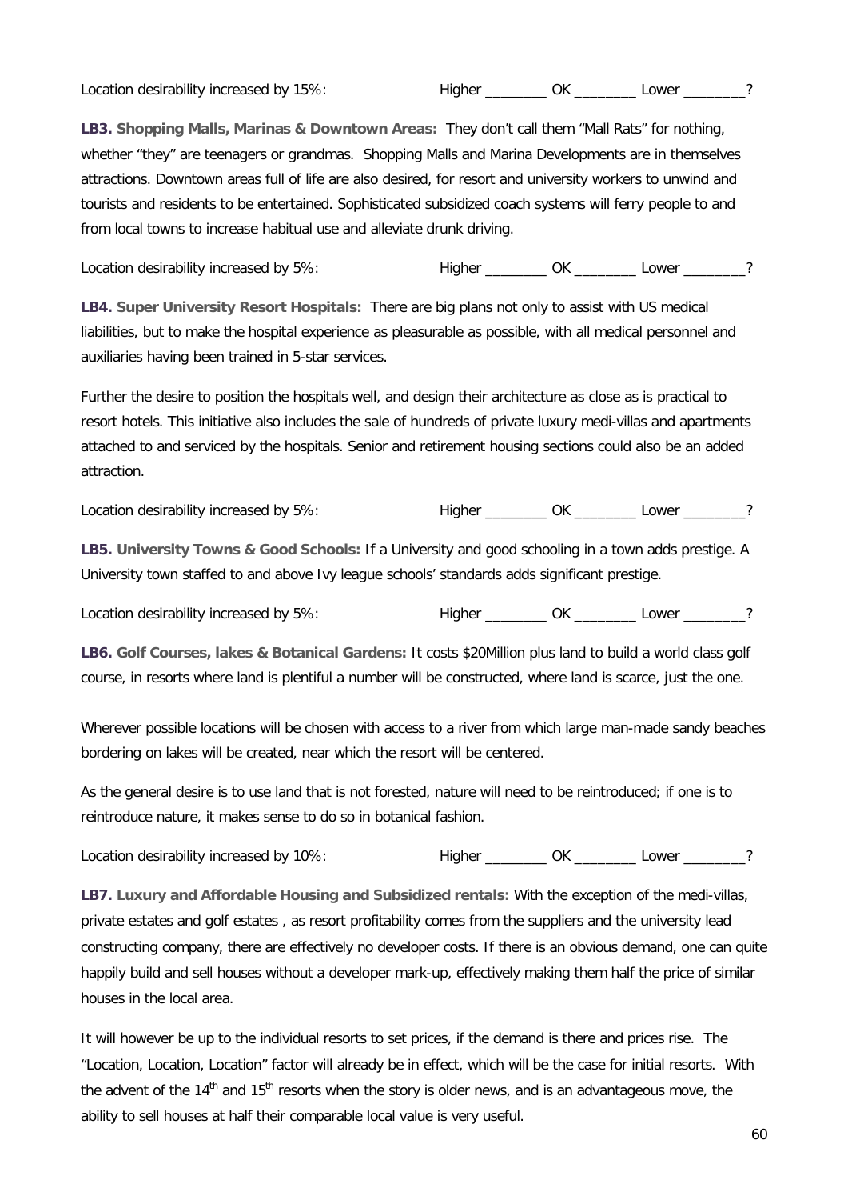Location desirability increased by 15%: Higher ________ OK ________ Lower ________?

**LB3. Shopping Malls, Marinas & Downtown Areas:** They don't call them "Mall Rats" for nothing, whether "they" are teenagers or grandmas. Shopping Malls and Marina Developments are in themselves attractions. Downtown areas full of life are also desired, for resort and university workers to unwind and tourists and residents to be entertained. Sophisticated subsidized coach systems will ferry people to and from local towns to increase habitual use and alleviate drunk driving.

Location desirability increased by 5%: Higher ________ OK ________ Lower ________?

**LB4. Super University Resort Hospitals:** There are big plans not only to assist with US medical liabilities, but to make the hospital experience as pleasurable as possible, with all medical personnel and auxiliaries having been trained in 5-star services.

Further the desire to position the hospitals well, and design their architecture as close as is practical to resort hotels. This initiative also includes the sale of hundreds of private luxury medi-villas and apartments attached to and serviced by the hospitals. Senior and retirement housing sections could also be an added attraction.

Location desirability increased by 5%: Higher ________ OK ________ Lower ________?

**LB5. University Towns & Good Schools:** If a University and good schooling in a town adds prestige. A University town staffed to and above Ivy league schools' standards adds significant prestige.

Location desirability increased by 5%: Higher ________ OK ________ Lower ________?

**LB6. Golf Courses, lakes & Botanical Gardens:** It costs $20Million plus land to build a world class golf course, in resorts where land is plentiful a number will be constructed, where land is scarce, just the one.

Wherever possible locations will be chosen with access to a river from which large man-made sandy beaches bordering on lakes will be created, near which the resort will be centered.

As the general desire is to use land that is not forested, nature will need to be reintroduced; if one is to reintroduce nature, it makes sense to do so in botanical fashion.

Location desirability increased by 10%: Higher ________ OK ________ Lower ________?

**LB7. Luxury and Affordable Housing and Subsidized rentals:** With the exception of the medi-villas, private estates and golf estates , as resort profitability comes from the suppliers and the university lead constructing company, there are effectively no developer costs. If there is an obvious demand, one can quite happily build and sell houses without a developer mark-up, effectively making them half the price of similar houses in the local area.

It will however be up to the individual resorts to set prices, if the demand is there and prices rise. The "Location, Location, Location" factor will already be in effect, which will be the case for initial resorts. With the advent of the 14th and 15th resorts when the story is older news, and is an advantageous move, the ability to sell houses at half their comparable local value is very useful.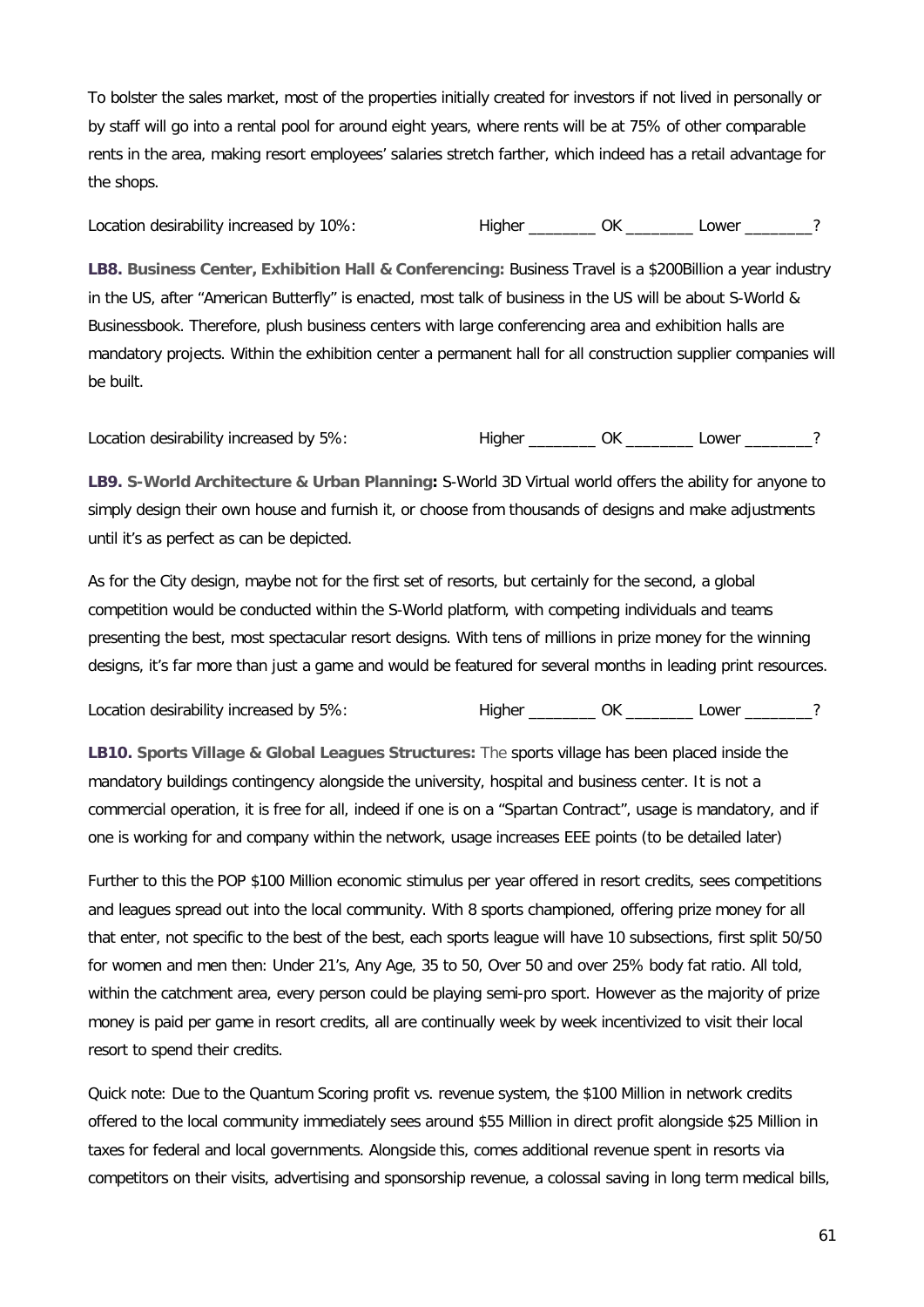To bolster the sales market, most of the properties initially created for investors if not lived in personally or by staff will go into a rental pool for around eight years, where rents will be at 75% of other comparable rents in the area, making resort employees' salaries stretch farther, which indeed has a retail advantage for the shops.

Location desirability increased by 10%: Higher ________ OK ________ Lower ________?

**LB8. Business Center, Exhibition Hall & Conferencing:** Business Travel is a $200Billion a year industry in the US, after "American Butterfly" is enacted, most talk of business in the US will be about S-World & Businessbook. Therefore, plush business centers with large conferencing area and exhibition halls are mandatory projects. Within the exhibition center a permanent hall for all construction supplier companies will be built.

Location desirability increased by 5%: Higher ________ OK ________ Lower ________?

**LB9. S-World Architecture & Urban Planning:** S-World 3D Virtual world offers the ability for anyone to simply design their own house and furnish it, or choose from thousands of designs and make adjustments until it's as perfect as can be depicted.

As for the City design, maybe not for the first set of resorts, but certainly for the second, a global competition would be conducted within the S-World platform, with competing individuals and teams presenting the best, most spectacular resort designs. With tens of millions in prize money for the winning designs, it's far more than just a game and would be featured for several months in leading print resources.

Location desirability increased by 5%: Higher ________ OK ________ Lower ________?

**LB10. Sports Village & Global Leagues Structures:** The sports village has been placed inside the mandatory buildings contingency alongside the university, hospital and business center. It is not a commercial operation, it is free for all, indeed if one is on a "Spartan Contract", usage is mandatory, and if one is working for and company within the network, usage increases EEE points (to be detailed later)

Further to this the POP $100 Million economic stimulus per year offered in resort credits, sees competitions and leagues spread out into the local community. With 8 sports championed, offering prize money for all that enter, not specific to the best of the best, each sports league will have 10 subsections, first split 50/50 for women and men then: Under 21's, Any Age, 35 to 50, Over 50 and over 25% body fat ratio. All told, within the catchment area, every person could be playing semi-pro sport. However as the majority of prize money is paid per game in resort credits, all are continually week by week incentivized to visit their local resort to spend their credits.

Quick note: Due to the Quantum Scoring profit vs. revenue system, the $100 Million in network credits offered to the local community immediately sees around $55 Million in direct profit alongside $25 Million in taxes for federal and local governments. Alongside this, comes additional revenue spent in resorts via competitors on their visits, advertising and sponsorship revenue, a colossal saving in long term medical bills,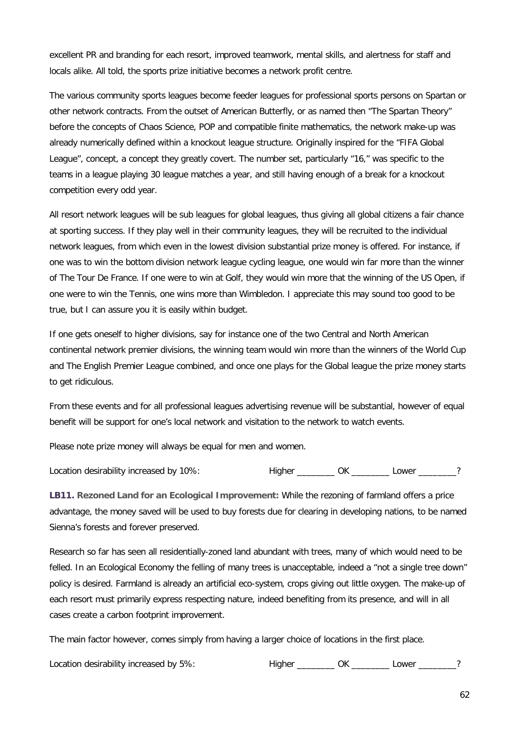excellent PR and branding for each resort, improved teamwork, mental skills, and alertness for staff and locals alike. All told, the sports prize initiative becomes a network profit centre.

The various community sports leagues become feeder leagues for professional sports persons on Spartan or other network contracts. From the outset of American Butterfly, or as named then "The Spartan Theory" before the concepts of Chaos Science, POP and compatible finite mathematics, the network make-up was already numerically defined within a knockout league structure. Originally inspired for the "FIFA Global League", concept, a concept they greatly covert. The number set, particularly "16," was specific to the teams in a league playing 30 league matches a year, and still having enough of a break for a knockout competition every odd year.

All resort network leagues will be sub leagues for global leagues, thus giving all global citizens a fair chance at sporting success. If they play well in their community leagues, they will be recruited to the individual network leagues, from which even in the lowest division substantial prize money is offered. For instance, if one was to win the bottom division network league cycling league, one would win far more than the winner of The Tour De France. If one were to win at Golf, they would win more that the winning of the US Open, if one were to win the Tennis, one wins more than Wimbledon. I appreciate this may sound too good to be true, but I can assure you it is easily within budget.

If one gets oneself to higher divisions, say for instance one of the two Central and North American continental network premier divisions, the winning team would win more than the winners of the World Cup and The English Premier League combined, and once one plays for the Global league the prize money starts to get ridiculous.

From these events and for all professional leagues advertising revenue will be substantial, however of equal benefit will be support for one's local network and visitation to the network to watch events.

Please note prize money will always be equal for men and women.

Location desirability increased by 10%: Higher ________ OK ________ Lower ________?

**LB11. Rezoned Land for an Ecological Improvement:** While the rezoning of farmland offers a price advantage, the money saved will be used to buy forests due for clearing in developing nations, to be named Sienna's forests and forever preserved.

Research so far has seen all residentially-zoned land abundant with trees, many of which would need to be felled. In an Ecological Economy the felling of many trees is unacceptable, indeed a "not a single tree down" policy is desired. Farmland is already an artificial eco-system, crops giving out little oxygen. The make-up of each resort must primarily express respecting nature, indeed benefiting from its presence, and will in all cases create a carbon footprint improvement.

The main factor however, comes simply from having a larger choice of locations in the first place.

Location desirability increased by 5%: Higher ________ OK ________ Lower ________?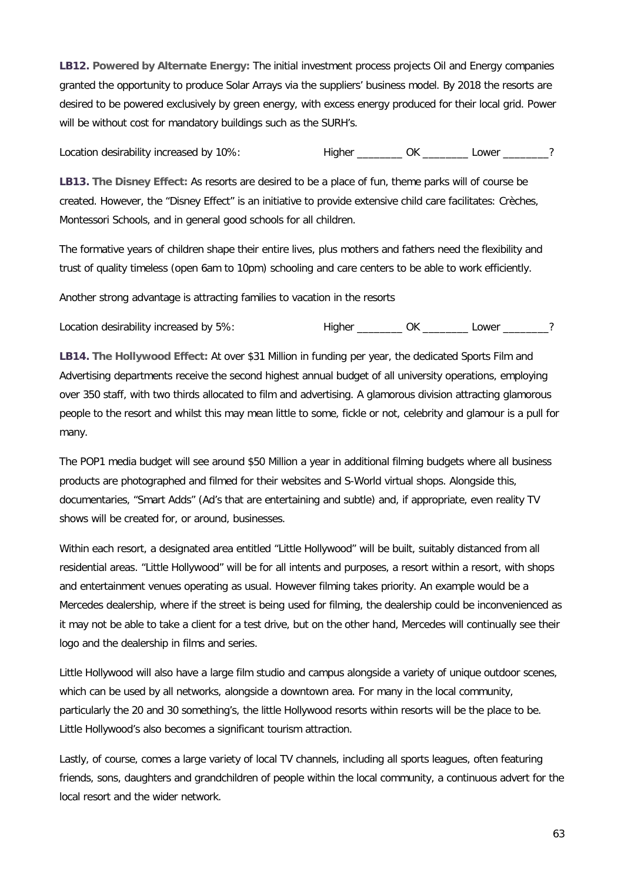**LB12. Powered by Alternate Energy:** The initial investment process projects Oil and Energy companies granted the opportunity to produce Solar Arrays via the suppliers' business model. By 2018 the resorts are desired to be powered exclusively by green energy, with excess energy produced for their local grid. Power will be without cost for mandatory buildings such as the SURH's.

Location desirability increased by 10%: Higher ________ OK ________ Lower ________?

**LB13. The Disney Effect:** As resorts are desired to be a place of fun, theme parks will of course be created. However, the "Disney Effect" is an initiative to provide extensive child care facilitates: Crèches, Montessori Schools, and in general good schools for all children.

The formative years of children shape their entire lives, plus mothers and fathers need the flexibility and trust of quality timeless (open 6am to 10pm) schooling and care centers to be able to work efficiently.

Another strong advantage is attracting families to vacation in the resorts

Location desirability increased by 5%: Higher ________ OK ________ Lower ________?

**LB14. The Hollywood Effect:** At over $31 Million in funding per year, the dedicated Sports Film and Advertising departments receive the second highest annual budget of all university operations, employing over 350 staff, with two thirds allocated to film and advertising. A glamorous division attracting glamorous people to the resort and whilst this may mean little to some, fickle or not, celebrity and glamour is a pull for many.

The POP1 media budget will see around $50 Million a year in additional filming budgets where all business products are photographed and filmed for their websites and S-World virtual shops. Alongside this, documentaries, "Smart Adds" (Ad's that are entertaining and subtle) and, if appropriate, even reality TV shows will be created for, or around, businesses.

Within each resort, a designated area entitled "Little Hollywood" will be built, suitably distanced from all residential areas. "Little Hollywood" will be for all intents and purposes, a resort within a resort, with shops and entertainment venues operating as usual. However filming takes priority. An example would be a Mercedes dealership, where if the street is being used for filming, the dealership could be inconvenienced as it may not be able to take a client for a test drive, but on the other hand, Mercedes will continually see their logo and the dealership in films and series.

Little Hollywood will also have a large film studio and campus alongside a variety of unique outdoor scenes, which can be used by all networks, alongside a downtown area. For many in the local community, particularly the 20 and 30 something's, the little Hollywood resorts within resorts will be the place to be. Little Hollywood's also becomes a significant tourism attraction.

Lastly, of course, comes a large variety of local TV channels, including all sports leagues, often featuring friends, sons, daughters and grandchildren of people within the local community, a continuous advert for the local resort and the wider network.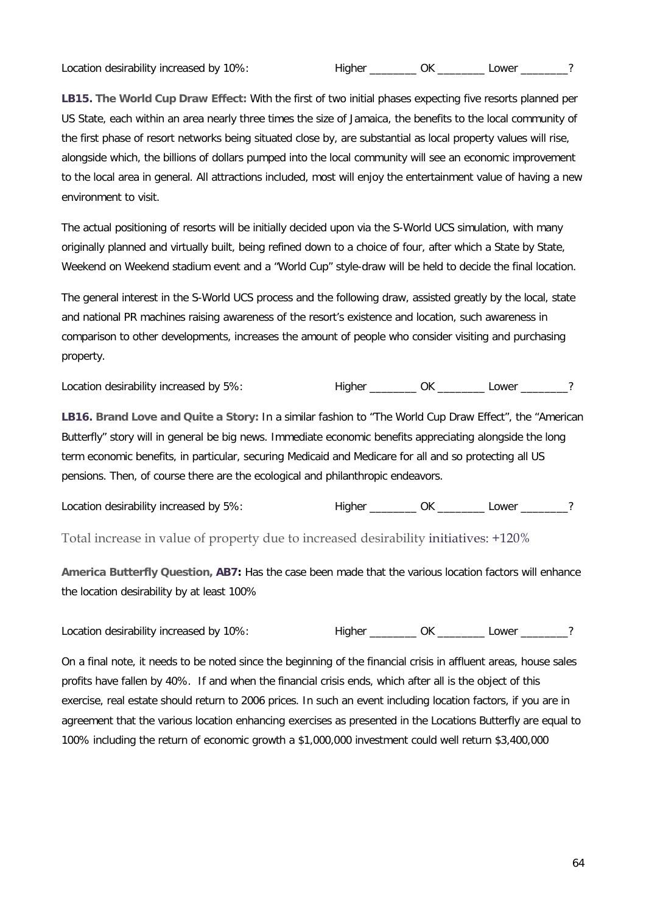Location desirability increased by 10%: Higher ________ OK ________ Lower ________?

**LB15. The World Cup Draw Effect:** With the first of two initial phases expecting five resorts planned per US State, each within an area nearly three times the size of Jamaica, the benefits to the local community of the first phase of resort networks being situated close by, are substantial as local property values will rise, alongside which, the billions of dollars pumped into the local community will see an economic improvement to the local area in general. All attractions included, most will enjoy the entertainment value of having a new environment to visit.

The actual positioning of resorts will be initially decided upon via the S-World UCS simulation, with many originally planned and virtually built, being refined down to a choice of four, after which a State by State, Weekend on Weekend stadium event and a "World Cup" style-draw will be held to decide the final location.

The general interest in the S-World UCS process and the following draw, assisted greatly by the local, state and national PR machines raising awareness of the resort's existence and location, such awareness in comparison to other developments, increases the amount of people who consider visiting and purchasing property.

Location desirability increased by 5%: Higher ________ OK ________ Lower ________?

**LB16. Brand Love and Quite a Story:** In a similar fashion to "The World Cup Draw Effect", the "American Butterfly" story will in general be big news. Immediate economic benefits appreciating alongside the long term economic benefits, in particular, securing Medicaid and Medicare for all and so protecting all US pensions. Then, of course there are the ecological and philanthropic endeavors.

Location desirability increased by 5%: Higher ________ OK ________ Lower ________?

Total increase in value of property due to increased desirability initiatives: +120%

**America Butterfly Question, AB7:** Has the case been made that the various location factors will enhance the location desirability by at least 100%

Location desirability increased by 10%: Higher ________ OK ________ Lower ________?

On a final note, it needs to be noted since the beginning of the financial crisis in affluent areas, house sales profits have fallen by 40%. If and when the financial crisis ends, which after all is the object of this exercise, real estate should return to 2006 prices. In such an event including location factors, if you are in agreement that the various location enhancing exercises as presented in the Locations Butterfly are equal to 100% including the return of economic growth a $1,000,000 investment could well return $3,400,000